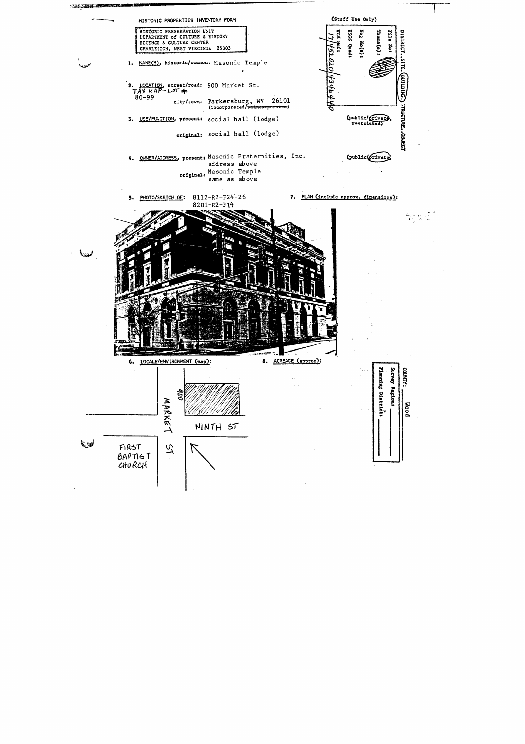HISTORIC PROPERTIES INVENTORY FORM

(Staff Use Only)

HISTORIC PRESERVATION UNIT
DEPARTMENT of CULTURE & HISTORY
SCIENCE & CULTURE CENTER
CHARLESTON, WEST VIRGINIA 25305

DISTRICT, SITE, (BUILDING), STRUCTURE, OBJECT

File No:
Theme(s):
Neg No(s):
USGS Quad:
UTM Ref: 17/452020/4346440

1. NAME(S), historic/common: Masonic Temple

2. LOCATION, street/road: 900 Market St.
TAX MAP-LOT #
80-99
city/town: Parkersburg, WV 26101
(incorporated/~~unincorporated~~)

(public/(private), restricted)

3. USE/FUNCTION, present: social hall (lodge)

original: social hall (lodge)

4. OWNER/ADDRESS, present: Masonic Fraternities, Inc.
address above
original: Masonic Temple
same as above

(public/(private))

5. PHOTO/SKETCH OF: 8112-R2-F24-26
8201-R2-F14

7. PLAN (include approx. dimensions):

6. LOCALE/ENVIRONMENT (map):

8. ACREAGE (approx):

900
MARKET ST
NINTH ST
FIRST BAPTIST CHURCH

COUNTY: Wood
Survey Region:
Planning District: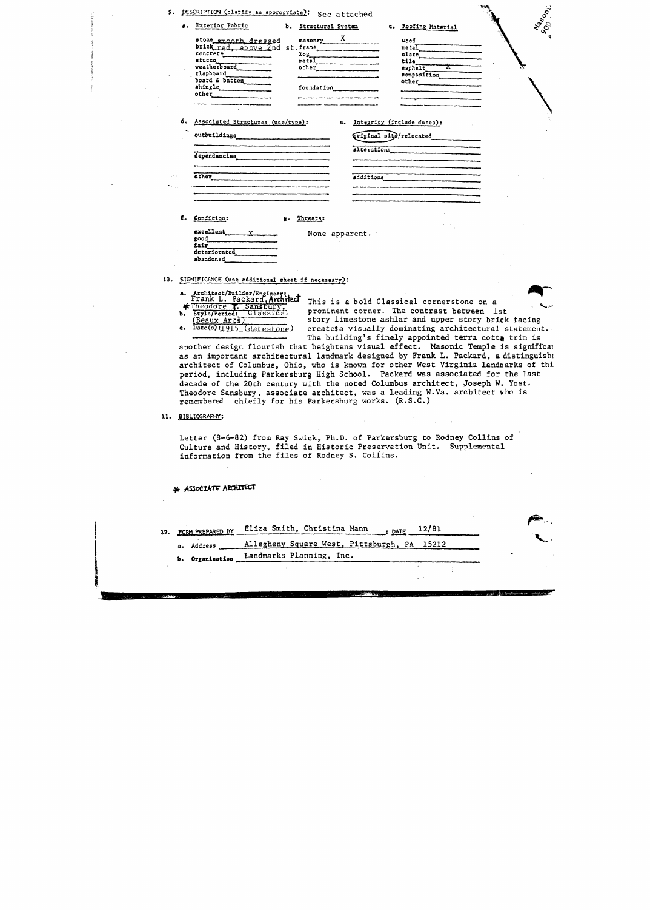9. DESCRIPTION (clarify as appropriate): See attached

**a. Exterior Fabric**

- stone smooth dressed
- brick red, above 2nd st.
- concrete
- stucco
- weatherboard
- clapboard
- board & batten
- shingle
- other

**b. Structural System**

- masonry X
- frame
- log
- metal
- other
- foundation

**c. Roofing Material**

- wood
- metal
- slate
- tile
- asphalt X
- composition
- other

**d. Associated Structures (use/type):**

- outbuildings
- dependencies
- other

**e. Integrity (include dates):**

- (original site)/relocated
- alterations
- additions

**f. Condition:**

- excellent X
- good
- fair
- deteriorated
- abandoned

**g. Threats:**

None apparent.

10. SIGNIFICANCE (use additional sheet if necessary):

a. Architect/Builder/Engineer: Frank L. Packard, Architect
\* Theodore T. Sansbury,

b. Style/Period: Classical (Beaux Arts)

c. Date(s): 1915 (datestone)

This is a bold Classical cornerstone on a prominent corner. The contrast between 1st story limestone ashlar and upper story brick facing creates a visually dominating architectural statement. The building's finely appointed terra cotta trim is another design flourish that heightens visual effect. Masonic Temple is significa[nt] as an important architectural landmark designed by Frank L. Packard, a distinguish[ed] architect of Columbus, Ohio, who is known for other West Virginia landmarks of thi[s] period, including Parkersburg High School. Packard was associated for the last decade of the 20th century with the noted Columbus architect, Joseph W. Yost. Theodore Sansbury, associate architect, was a leading W.Va. architect who is remembered chiefly for his Parkersburg works. (R.S.C.)

11. BIBLIOGRAPHY:

Letter (8-6-82) from Ray Swick, Ph.D. of Parkersburg to Rodney Collins of Culture and History, filed in Historic Preservation Unit. Supplemental information from the files of Rodney S. Collins.

\* ASSOCIATE ARCHITECT

12. FORM PREPARED BY Eliza Smith, Christina Mann, DATE 12/81

a. Address Allegheny Square West, Pittsburgh, PA 15212

b. Organization Landmarks Planning, Inc.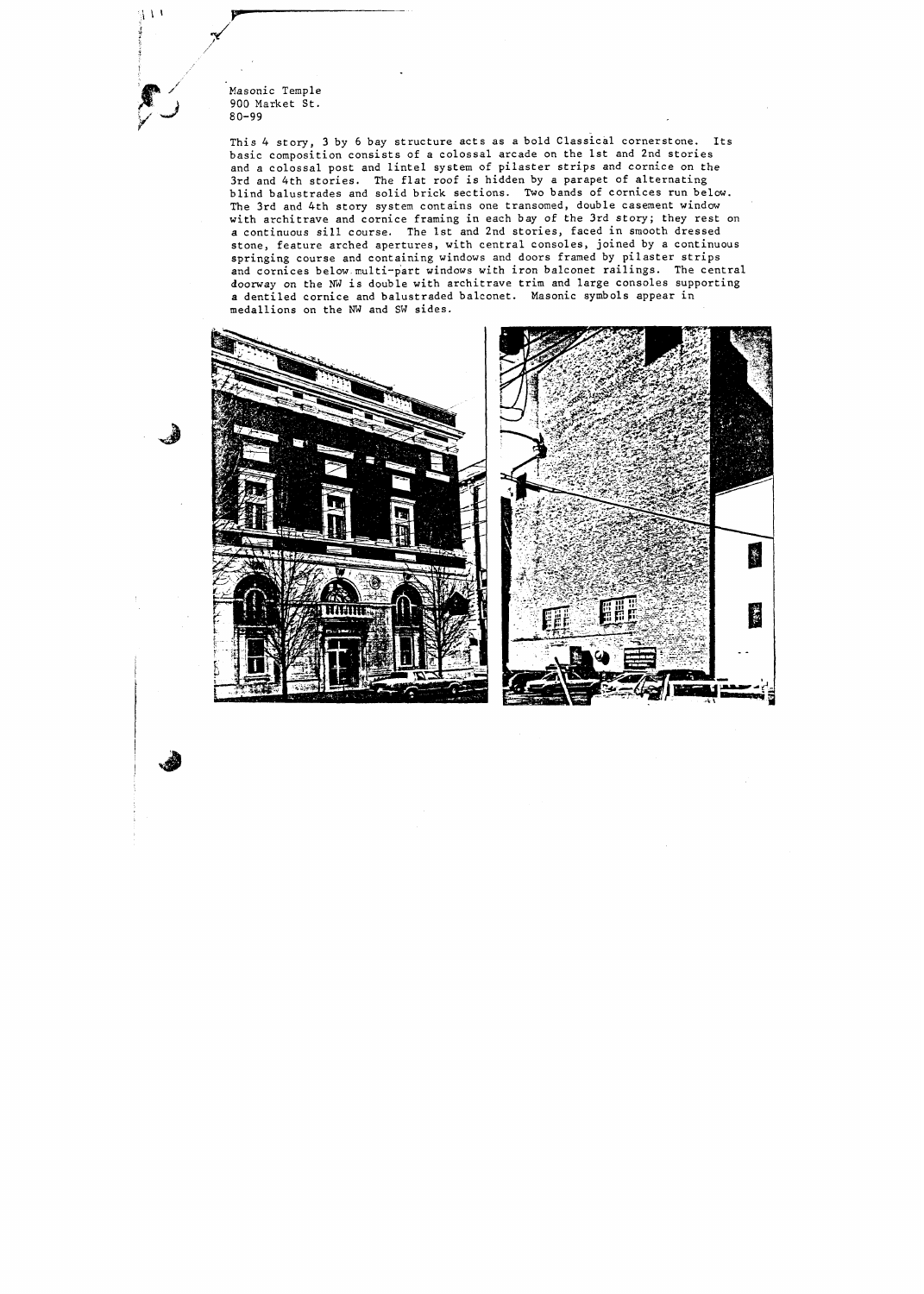Masonic Temple
900 Market St.
80-99

This 4 story, 3 by 6 bay structure acts as a bold Classical cornerstone. Its basic composition consists of a colossal arcade on the 1st and 2nd stories and a colossal post and lintel system of pilaster strips and cornice on the 3rd and 4th stories. The flat roof is hidden by a parapet of alternating blind balustrades and solid brick sections. Two bands of cornices run below. The 3rd and 4th story system contains one transomed, double casement window with architrave and cornice framing in each bay of the 3rd story; they rest on a continuous sill course. The 1st and 2nd stories, faced in smooth dressed stone, feature arched apertures, with central consoles, joined by a continuous springing course and containing windows and doors framed by pilaster strips and cornices below multi-part windows with iron balconet railings. The central doorway on the NW is double with architrave trim and large consoles supporting a dentiled cornice and balustraded balconet. Masonic symbols appear in medallions on the NW and SW sides.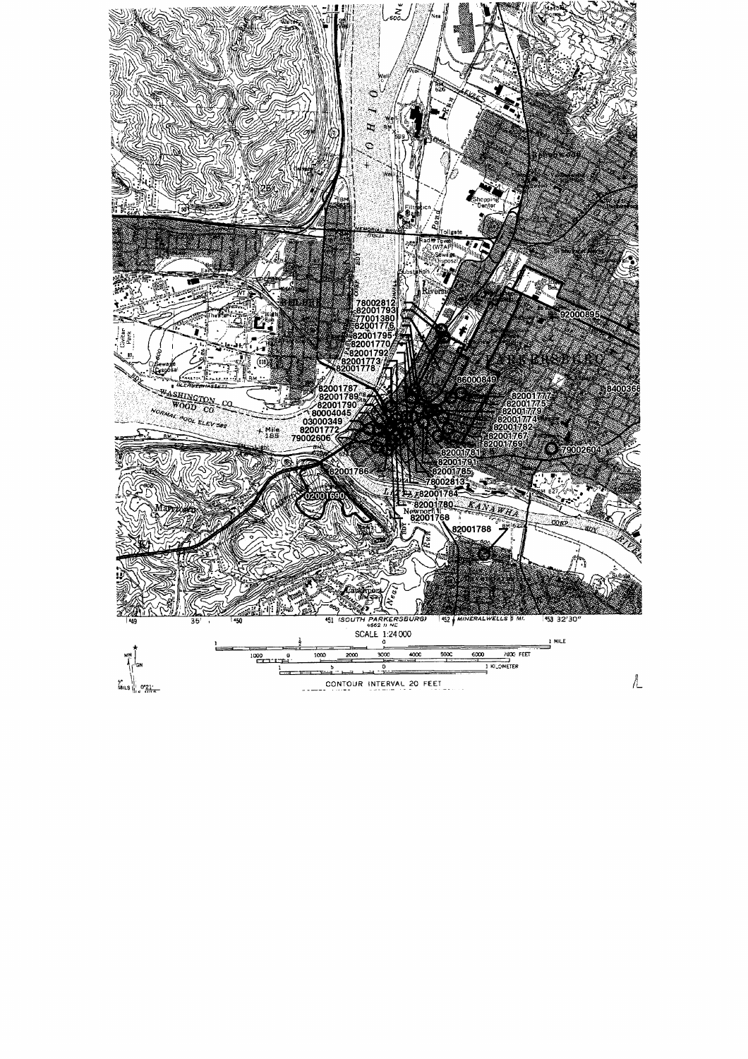78002812
82001793
77001380
82001776
82001795
82001770
82001792
82001773
82001778
82001787
82001789
82001790
80004045
03000349
82001772
79002606
82000895
86000849
84003689
82001777
82001775
82001779
82001774
82001782
82001767
82001769
79002604
82001781
82001791
82001785
78002813
82001786
02001690
82001784
82001780
82001768
82001788

OHIO
PARKERSBURG
WASHINGTON
WOOD CO
NORMAL POOL ELEV 582
Mile 185
LITTLE KANAWHA RIVER
MEMORIAL BRIDGE
Tollgate
Radio Tower (WTAP)
Sewage Disposal
Substation
Riverside
Shopping Center
Filtration Plant
Sewage Disposal
Drive-in Theater
Civitan Park
Marrtown
Newport
Neal Run
Well
BM 626
BM 622

449
35'
450
451 (SOUTH PARKERSBURG) 4662 II NE
452
MINERALWELLS 5 MI.
453 32'30"

SCALE 1:24 000
1 MILE
1000 0 1000 2000 3000 4000 5000 6000 7000 FEET
1 KILOMETER
CONTOUR INTERVAL 20 FEET

MN
GN
MILS